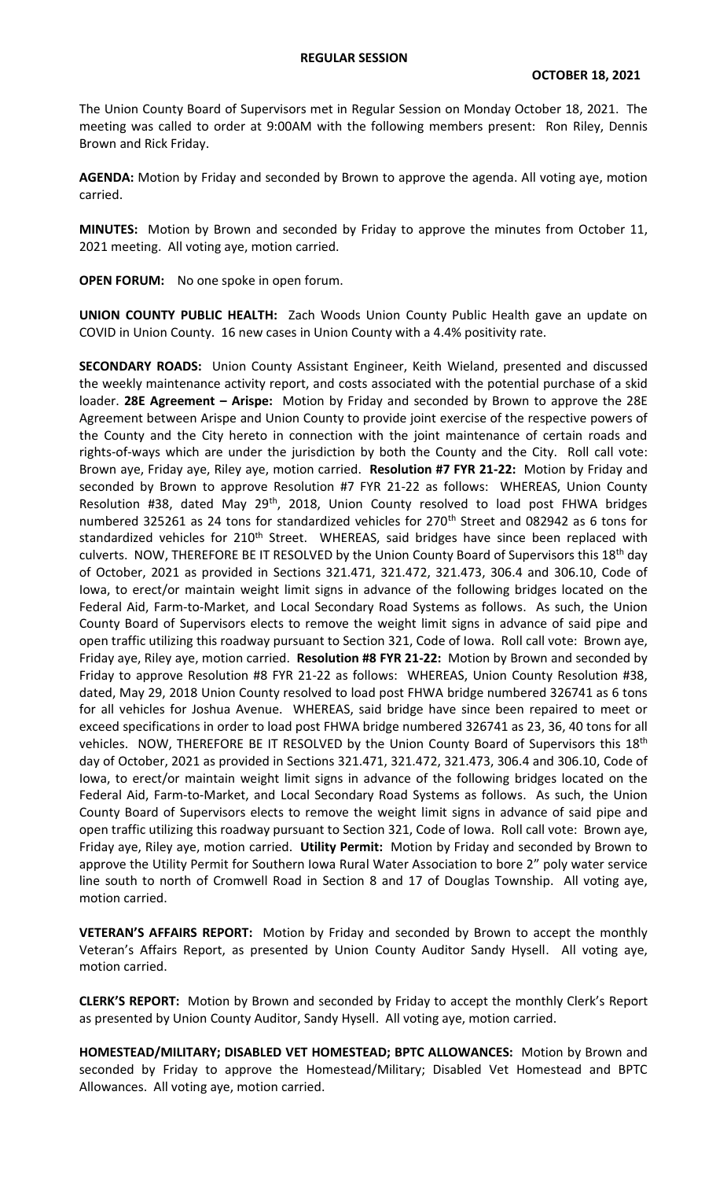**REGULAR SESSION**

**OCTOBER 18, 2021**

The Union County Board of Supervisors met in Regular Session on Monday October 18, 2021. The meeting was called to order at 9:00AM with the following members present: Ron Riley, Dennis Brown and Rick Friday.

**AGENDA:** Motion by Friday and seconded by Brown to approve the agenda. All voting aye, motion carried.

**MINUTES:** Motion by Brown and seconded by Friday to approve the minutes from October 11, 2021 meeting. All voting aye, motion carried.

**OPEN FORUM:** No one spoke in open forum.

**UNION COUNTY PUBLIC HEALTH:** Zach Woods Union County Public Health gave an update on COVID in Union County. 16 new cases in Union County with a 4.4% positivity rate.

**SECONDARY ROADS:** Union County Assistant Engineer, Keith Wieland, presented and discussed the weekly maintenance activity report, and costs associated with the potential purchase of a skid loader. **28E Agreement – Arispe:** Motion by Friday and seconded by Brown to approve the 28E Agreement between Arispe and Union County to provide joint exercise of the respective powers of the County and the City hereto in connection with the joint maintenance of certain roads and rights-of-ways which are under the jurisdiction by both the County and the City. Roll call vote: Brown aye, Friday aye, Riley aye, motion carried. **Resolution #7 FYR 21-22:** Motion by Friday and seconded by Brown to approve Resolution #7 FYR 21-22 as follows: WHEREAS, Union County Resolution #38, dated May 29th, 2018, Union County resolved to load post FHWA bridges numbered 325261 as 24 tons for standardized vehicles for 270th Street and 082942 as 6 tons for standardized vehicles for 210th Street. WHEREAS, said bridges have since been replaced with culverts. NOW, THEREFORE BE IT RESOLVED by the Union County Board of Supervisors this 18th day of October, 2021 as provided in Sections 321.471, 321.472, 321.473, 306.4 and 306.10, Code of Iowa, to erect/or maintain weight limit signs in advance of the following bridges located on the Federal Aid, Farm-to-Market, and Local Secondary Road Systems as follows. As such, the Union County Board of Supervisors elects to remove the weight limit signs in advance of said pipe and open traffic utilizing this roadway pursuant to Section 321, Code of Iowa. Roll call vote: Brown aye, Friday aye, Riley aye, motion carried. **Resolution #8 FYR 21-22:** Motion by Brown and seconded by Friday to approve Resolution #8 FYR 21-22 as follows: WHEREAS, Union County Resolution #38, dated, May 29, 2018 Union County resolved to load post FHWA bridge numbered 326741 as 6 tons for all vehicles for Joshua Avenue. WHEREAS, said bridge have since been repaired to meet or exceed specifications in order to load post FHWA bridge numbered 326741 as 23, 36, 40 tons for all vehicles. NOW, THEREFORE BE IT RESOLVED by the Union County Board of Supervisors this 18th day of October, 2021 as provided in Sections 321.471, 321.472, 321.473, 306.4 and 306.10, Code of Iowa, to erect/or maintain weight limit signs in advance of the following bridges located on the Federal Aid, Farm-to-Market, and Local Secondary Road Systems as follows. As such, the Union County Board of Supervisors elects to remove the weight limit signs in advance of said pipe and open traffic utilizing this roadway pursuant to Section 321, Code of Iowa. Roll call vote: Brown aye, Friday aye, Riley aye, motion carried. **Utility Permit:** Motion by Friday and seconded by Brown to approve the Utility Permit for Southern Iowa Rural Water Association to bore 2" poly water service line south to north of Cromwell Road in Section 8 and 17 of Douglas Township. All voting aye, motion carried.

**VETERAN'S AFFAIRS REPORT:** Motion by Friday and seconded by Brown to accept the monthly Veteran's Affairs Report, as presented by Union County Auditor Sandy Hysell. All voting aye, motion carried.

**CLERK'S REPORT:** Motion by Brown and seconded by Friday to accept the monthly Clerk's Report as presented by Union County Auditor, Sandy Hysell. All voting aye, motion carried.

**HOMESTEAD/MILITARY; DISABLED VET HOMESTEAD; BPTC ALLOWANCES:** Motion by Brown and seconded by Friday to approve the Homestead/Military; Disabled Vet Homestead and BPTC Allowances. All voting aye, motion carried.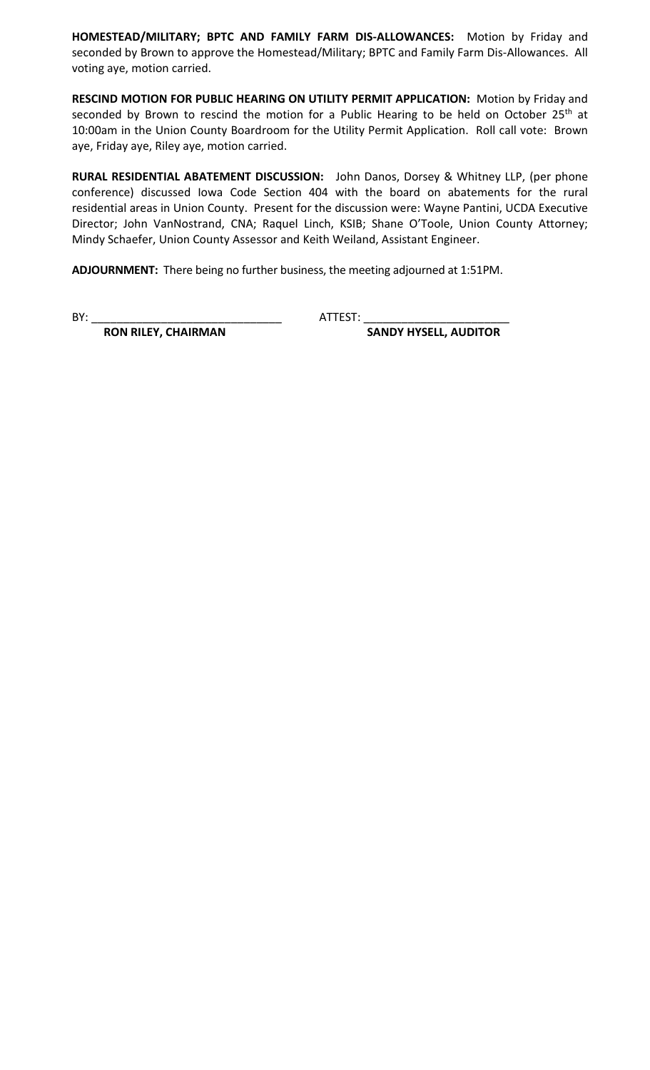**HOMESTEAD/MILITARY; BPTC AND FAMILY FARM DIS-ALLOWANCES:** Motion by Friday and seconded by Brown to approve the Homestead/Military; BPTC and Family Farm Dis-Allowances. All voting aye, motion carried.

**RESCIND MOTION FOR PUBLIC HEARING ON UTILITY PERMIT APPLICATION:** Motion by Friday and seconded by Brown to rescind the motion for a Public Hearing to be held on October 25th at 10:00am in the Union County Boardroom for the Utility Permit Application. Roll call vote: Brown aye, Friday aye, Riley aye, motion carried.

**RURAL RESIDENTIAL ABATEMENT DISCUSSION:** John Danos, Dorsey & Whitney LLP, (per phone conference) discussed Iowa Code Section 404 with the board on abatements for the rural residential areas in Union County. Present for the discussion were: Wayne Pantini, UCDA Executive Director; John VanNostrand, CNA; Raquel Linch, KSIB; Shane O'Toole, Union County Attorney; Mindy Schaefer, Union County Assessor and Keith Weiland, Assistant Engineer.

**ADJOURNMENT:** There being no further business, the meeting adjourned at 1:51PM.

BY: ______________________________ ATTEST: ______________________

**RON RILEY, CHAIRMAN** **SANDY HYSELL, AUDITOR**